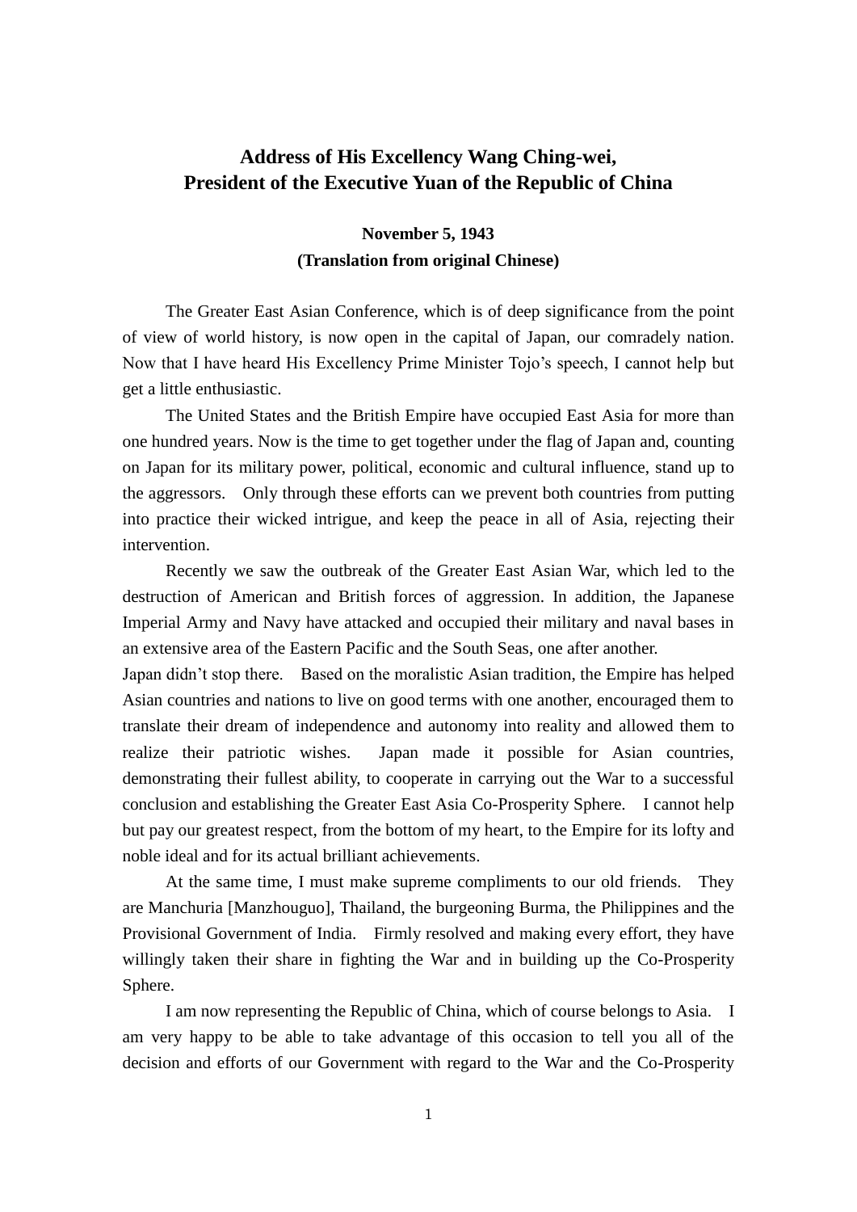# Address of His Excellency Wang Ching-wei, President of the Executive Yuan of the Republic of China

**November 5, 1943**
**(Translation from original Chinese)**

The Greater East Asian Conference, which is of deep significance from the point of view of world history, is now open in the capital of Japan, our comradely nation. Now that I have heard His Excellency Prime Minister Tojo's speech, I cannot help but get a little enthusiastic.

The United States and the British Empire have occupied East Asia for more than one hundred years. Now is the time to get together under the flag of Japan and, counting on Japan for its military power, political, economic and cultural influence, stand up to the aggressors. Only through these efforts can we prevent both countries from putting into practice their wicked intrigue, and keep the peace in all of Asia, rejecting their intervention.

Recently we saw the outbreak of the Greater East Asian War, which led to the destruction of American and British forces of aggression. In addition, the Japanese Imperial Army and Navy have attacked and occupied their military and naval bases in an extensive area of the Eastern Pacific and the South Seas, one after another.

Japan didn't stop there. Based on the moralistic Asian tradition, the Empire has helped Asian countries and nations to live on good terms with one another, encouraged them to translate their dream of independence and autonomy into reality and allowed them to realize their patriotic wishes. Japan made it possible for Asian countries, demonstrating their fullest ability, to cooperate in carrying out the War to a successful conclusion and establishing the Greater East Asia Co-Prosperity Sphere. I cannot help but pay our greatest respect, from the bottom of my heart, to the Empire for its lofty and noble ideal and for its actual brilliant achievements.

At the same time, I must make supreme compliments to our old friends. They are Manchuria [Manzhouguo], Thailand, the burgeoning Burma, the Philippines and the Provisional Government of India. Firmly resolved and making every effort, they have willingly taken their share in fighting the War and in building up the Co-Prosperity Sphere.

I am now representing the Republic of China, which of course belongs to Asia. I am very happy to be able to take advantage of this occasion to tell you all of the decision and efforts of our Government with regard to the War and the Co-Prosperity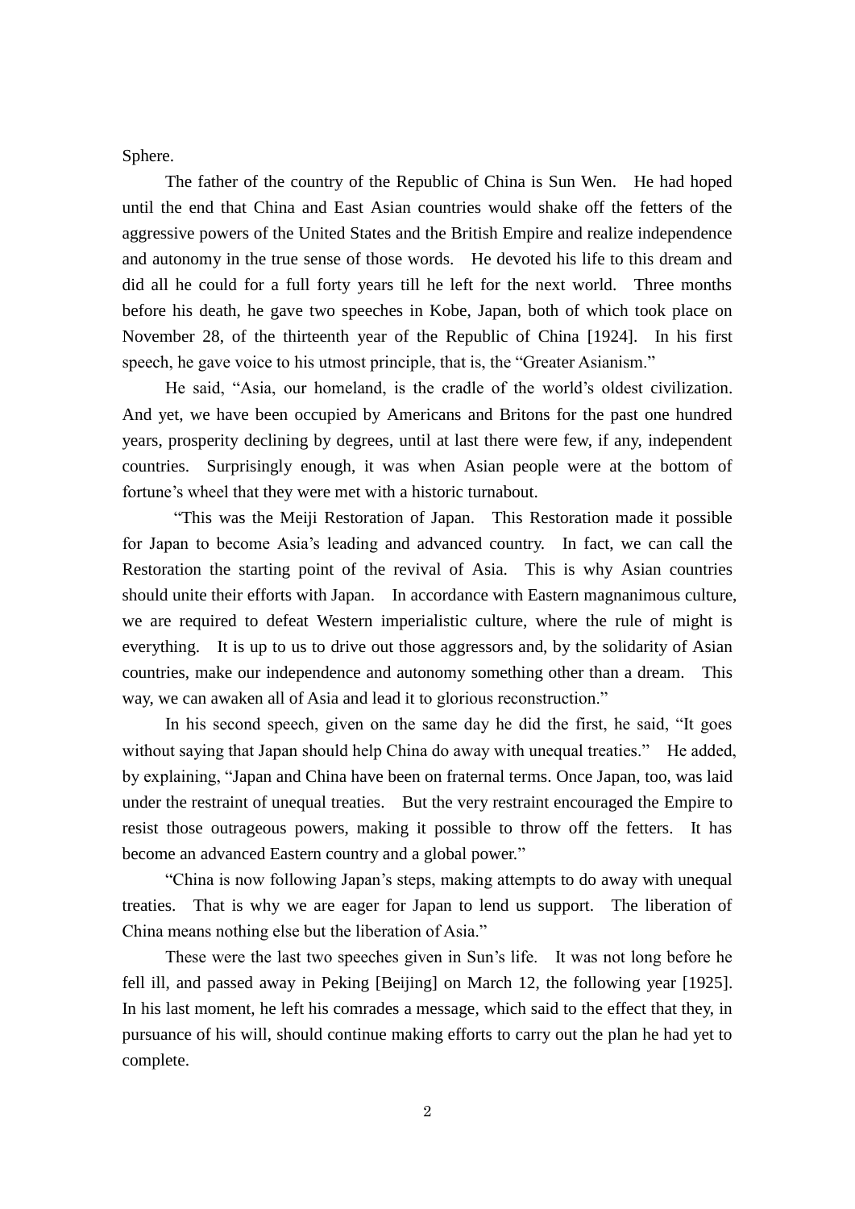Sphere.

The father of the country of the Republic of China is Sun Wen. He had hoped until the end that China and East Asian countries would shake off the fetters of the aggressive powers of the United States and the British Empire and realize independence and autonomy in the true sense of those words. He devoted his life to this dream and did all he could for a full forty years till he left for the next world. Three months before his death, he gave two speeches in Kobe, Japan, both of which took place on November 28, of the thirteenth year of the Republic of China [1924]. In his first speech, he gave voice to his utmost principle, that is, the "Greater Asianism."

He said, "Asia, our homeland, is the cradle of the world's oldest civilization. And yet, we have been occupied by Americans and Britons for the past one hundred years, prosperity declining by degrees, until at last there were few, if any, independent countries. Surprisingly enough, it was when Asian people were at the bottom of fortune's wheel that they were met with a historic turnabout.

"This was the Meiji Restoration of Japan. This Restoration made it possible for Japan to become Asia's leading and advanced country. In fact, we can call the Restoration the starting point of the revival of Asia. This is why Asian countries should unite their efforts with Japan. In accordance with Eastern magnanimous culture, we are required to defeat Western imperialistic culture, where the rule of might is everything. It is up to us to drive out those aggressors and, by the solidarity of Asian countries, make our independence and autonomy something other than a dream. This way, we can awaken all of Asia and lead it to glorious reconstruction."

In his second speech, given on the same day he did the first, he said, "It goes without saying that Japan should help China do away with unequal treaties." He added, by explaining, "Japan and China have been on fraternal terms. Once Japan, too, was laid under the restraint of unequal treaties. But the very restraint encouraged the Empire to resist those outrageous powers, making it possible to throw off the fetters. It has become an advanced Eastern country and a global power."

"China is now following Japan's steps, making attempts to do away with unequal treaties. That is why we are eager for Japan to lend us support. The liberation of China means nothing else but the liberation of Asia."

These were the last two speeches given in Sun's life. It was not long before he fell ill, and passed away in Peking [Beijing] on March 12, the following year [1925]. In his last moment, he left his comrades a message, which said to the effect that they, in pursuance of his will, should continue making efforts to carry out the plan he had yet to complete.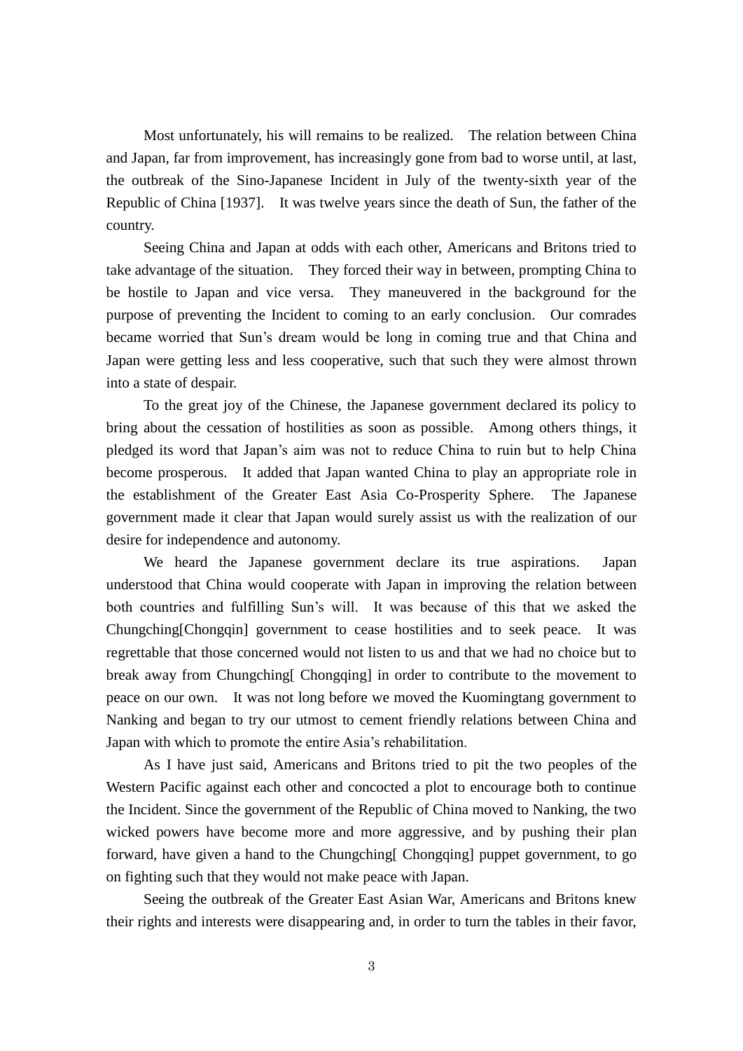Most unfortunately, his will remains to be realized. The relation between China and Japan, far from improvement, has increasingly gone from bad to worse until, at last, the outbreak of the Sino-Japanese Incident in July of the twenty-sixth year of the Republic of China [1937]. It was twelve years since the death of Sun, the father of the country.

Seeing China and Japan at odds with each other, Americans and Britons tried to take advantage of the situation. They forced their way in between, prompting China to be hostile to Japan and vice versa. They maneuvered in the background for the purpose of preventing the Incident to coming to an early conclusion. Our comrades became worried that Sun's dream would be long in coming true and that China and Japan were getting less and less cooperative, such that such they were almost thrown into a state of despair.

To the great joy of the Chinese, the Japanese government declared its policy to bring about the cessation of hostilities as soon as possible. Among others things, it pledged its word that Japan's aim was not to reduce China to ruin but to help China become prosperous. It added that Japan wanted China to play an appropriate role in the establishment of the Greater East Asia Co-Prosperity Sphere. The Japanese government made it clear that Japan would surely assist us with the realization of our desire for independence and autonomy.

We heard the Japanese government declare its true aspirations. Japan understood that China would cooperate with Japan in improving the relation between both countries and fulfilling Sun's will. It was because of this that we asked the Chungching[Chongqin] government to cease hostilities and to seek peace. It was regrettable that those concerned would not listen to us and that we had no choice but to break away from Chungching[ Chongqing] in order to contribute to the movement to peace on our own. It was not long before we moved the Kuomingtang government to Nanking and began to try our utmost to cement friendly relations between China and Japan with which to promote the entire Asia's rehabilitation.

As I have just said, Americans and Britons tried to pit the two peoples of the Western Pacific against each other and concocted a plot to encourage both to continue the Incident. Since the government of the Republic of China moved to Nanking, the two wicked powers have become more and more aggressive, and by pushing their plan forward, have given a hand to the Chungching[ Chongqing] puppet government, to go on fighting such that they would not make peace with Japan.

Seeing the outbreak of the Greater East Asian War, Americans and Britons knew their rights and interests were disappearing and, in order to turn the tables in their favor,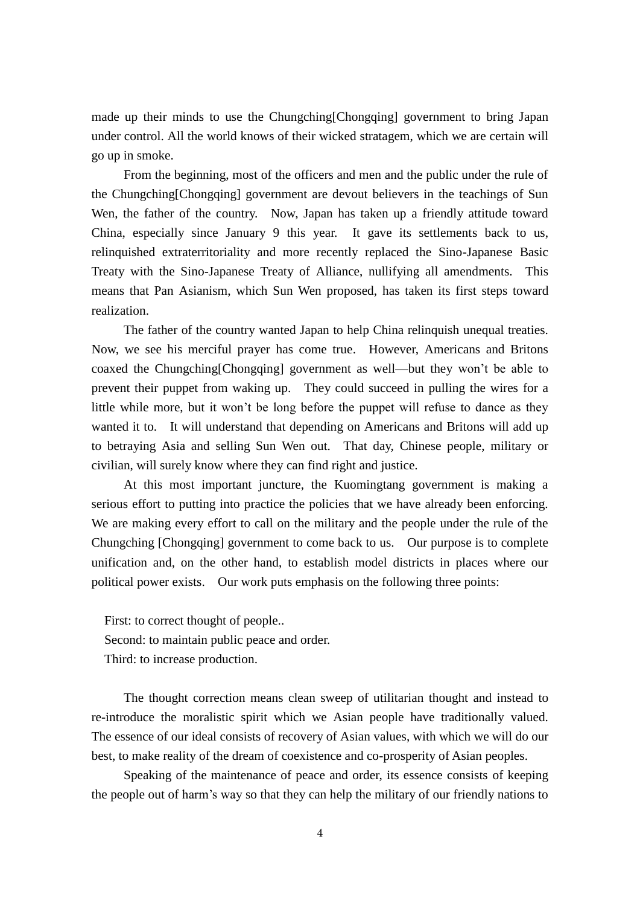made up their minds to use the Chungching[Chongqing] government to bring Japan under control. All the world knows of their wicked stratagem, which we are certain will go up in smoke.

From the beginning, most of the officers and men and the public under the rule of the Chungching[Chongqing] government are devout believers in the teachings of Sun Wen, the father of the country. Now, Japan has taken up a friendly attitude toward China, especially since January 9 this year. It gave its settlements back to us, relinquished extraterritoriality and more recently replaced the Sino-Japanese Basic Treaty with the Sino-Japanese Treaty of Alliance, nullifying all amendments. This means that Pan Asianism, which Sun Wen proposed, has taken its first steps toward realization.

The father of the country wanted Japan to help China relinquish unequal treaties. Now, we see his merciful prayer has come true. However, Americans and Britons coaxed the Chungching[Chongqing] government as well—but they won't be able to prevent their puppet from waking up. They could succeed in pulling the wires for a little while more, but it won't be long before the puppet will refuse to dance as they wanted it to. It will understand that depending on Americans and Britons will add up to betraying Asia and selling Sun Wen out. That day, Chinese people, military or civilian, will surely know where they can find right and justice.

At this most important juncture, the Kuomingtang government is making a serious effort to putting into practice the policies that we have already been enforcing. We are making every effort to call on the military and the people under the rule of the Chungching [Chongqing] government to come back to us. Our purpose is to complete unification and, on the other hand, to establish model districts in places where our political power exists. Our work puts emphasis on the following three points:

First: to correct thought of people..
Second: to maintain public peace and order.
Third: to increase production.

The thought correction means clean sweep of utilitarian thought and instead to re-introduce the moralistic spirit which we Asian people have traditionally valued. The essence of our ideal consists of recovery of Asian values, with which we will do our best, to make reality of the dream of coexistence and co-prosperity of Asian peoples.

Speaking of the maintenance of peace and order, its essence consists of keeping the people out of harm's way so that they can help the military of our friendly nations to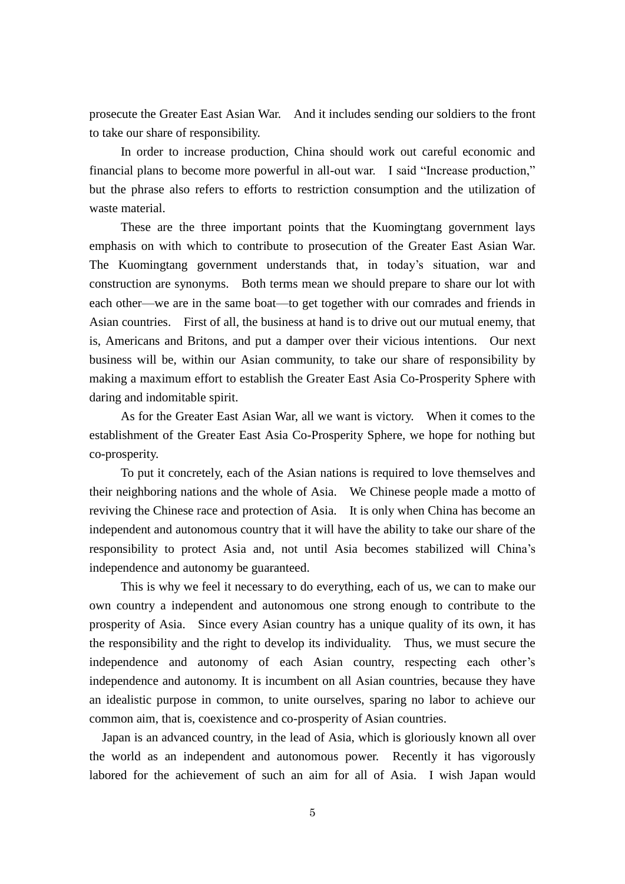prosecute the Greater East Asian War. And it includes sending our soldiers to the front to take our share of responsibility.

In order to increase production, China should work out careful economic and financial plans to become more powerful in all-out war. I said "Increase production," but the phrase also refers to efforts to restriction consumption and the utilization of waste material.

These are the three important points that the Kuomingtang government lays emphasis on with which to contribute to prosecution of the Greater East Asian War. The Kuomingtang government understands that, in today's situation, war and construction are synonyms. Both terms mean we should prepare to share our lot with each other—we are in the same boat—to get together with our comrades and friends in Asian countries. First of all, the business at hand is to drive out our mutual enemy, that is, Americans and Britons, and put a damper over their vicious intentions. Our next business will be, within our Asian community, to take our share of responsibility by making a maximum effort to establish the Greater East Asia Co-Prosperity Sphere with daring and indomitable spirit.

As for the Greater East Asian War, all we want is victory. When it comes to the establishment of the Greater East Asia Co-Prosperity Sphere, we hope for nothing but co-prosperity.

To put it concretely, each of the Asian nations is required to love themselves and their neighboring nations and the whole of Asia. We Chinese people made a motto of reviving the Chinese race and protection of Asia. It is only when China has become an independent and autonomous country that it will have the ability to take our share of the responsibility to protect Asia and, not until Asia becomes stabilized will China's independence and autonomy be guaranteed.

This is why we feel it necessary to do everything, each of us, we can to make our own country a independent and autonomous one strong enough to contribute to the prosperity of Asia. Since every Asian country has a unique quality of its own, it has the responsibility and the right to develop its individuality. Thus, we must secure the independence and autonomy of each Asian country, respecting each other's independence and autonomy. It is incumbent on all Asian countries, because they have an idealistic purpose in common, to unite ourselves, sparing no labor to achieve our common aim, that is, coexistence and co-prosperity of Asian countries.

Japan is an advanced country, in the lead of Asia, which is gloriously known all over the world as an independent and autonomous power. Recently it has vigorously labored for the achievement of such an aim for all of Asia. I wish Japan would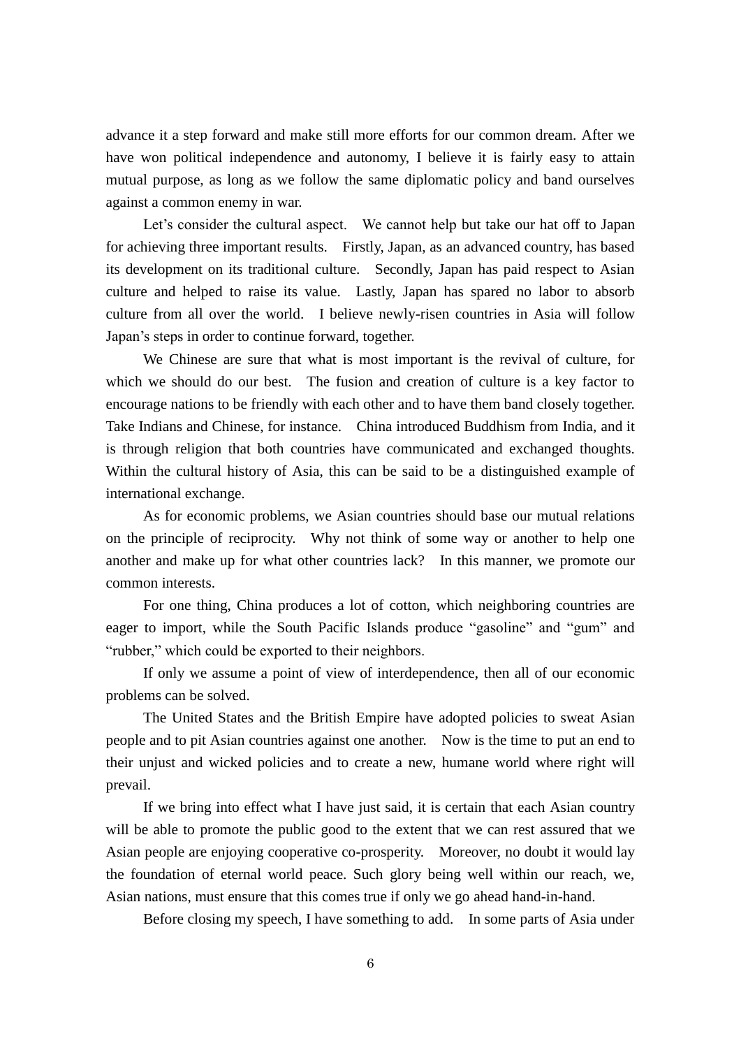advance it a step forward and make still more efforts for our common dream. After we have won political independence and autonomy, I believe it is fairly easy to attain mutual purpose, as long as we follow the same diplomatic policy and band ourselves against a common enemy in war.

Let's consider the cultural aspect. We cannot help but take our hat off to Japan for achieving three important results. Firstly, Japan, as an advanced country, has based its development on its traditional culture. Secondly, Japan has paid respect to Asian culture and helped to raise its value. Lastly, Japan has spared no labor to absorb culture from all over the world. I believe newly-risen countries in Asia will follow Japan's steps in order to continue forward, together.

We Chinese are sure that what is most important is the revival of culture, for which we should do our best. The fusion and creation of culture is a key factor to encourage nations to be friendly with each other and to have them band closely together. Take Indians and Chinese, for instance. China introduced Buddhism from India, and it is through religion that both countries have communicated and exchanged thoughts. Within the cultural history of Asia, this can be said to be a distinguished example of international exchange.

As for economic problems, we Asian countries should base our mutual relations on the principle of reciprocity. Why not think of some way or another to help one another and make up for what other countries lack? In this manner, we promote our common interests.

For one thing, China produces a lot of cotton, which neighboring countries are eager to import, while the South Pacific Islands produce "gasoline" and "gum" and "rubber," which could be exported to their neighbors.

If only we assume a point of view of interdependence, then all of our economic problems can be solved.

The United States and the British Empire have adopted policies to sweat Asian people and to pit Asian countries against one another. Now is the time to put an end to their unjust and wicked policies and to create a new, humane world where right will prevail.

If we bring into effect what I have just said, it is certain that each Asian country will be able to promote the public good to the extent that we can rest assured that we Asian people are enjoying cooperative co-prosperity. Moreover, no doubt it would lay the foundation of eternal world peace. Such glory being well within our reach, we, Asian nations, must ensure that this comes true if only we go ahead hand-in-hand.

Before closing my speech, I have something to add. In some parts of Asia under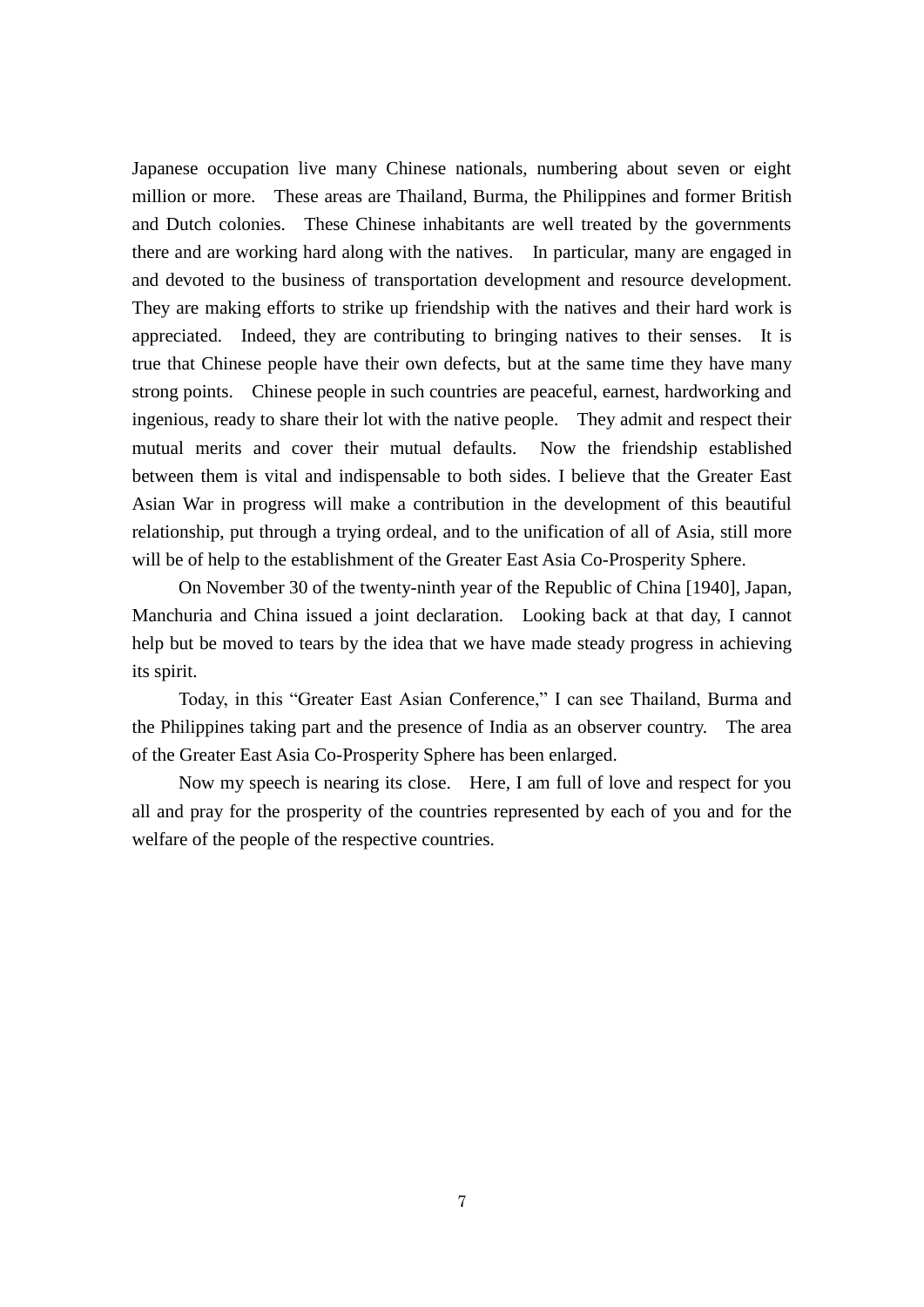Japanese occupation live many Chinese nationals, numbering about seven or eight million or more. These areas are Thailand, Burma, the Philippines and former British and Dutch colonies. These Chinese inhabitants are well treated by the governments there and are working hard along with the natives. In particular, many are engaged in and devoted to the business of transportation development and resource development. They are making efforts to strike up friendship with the natives and their hard work is appreciated. Indeed, they are contributing to bringing natives to their senses. It is true that Chinese people have their own defects, but at the same time they have many strong points. Chinese people in such countries are peaceful, earnest, hardworking and ingenious, ready to share their lot with the native people. They admit and respect their mutual merits and cover their mutual defaults. Now the friendship established between them is vital and indispensable to both sides. I believe that the Greater East Asian War in progress will make a contribution in the development of this beautiful relationship, put through a trying ordeal, and to the unification of all of Asia, still more will be of help to the establishment of the Greater East Asia Co-Prosperity Sphere.

On November 30 of the twenty-ninth year of the Republic of China [1940], Japan, Manchuria and China issued a joint declaration. Looking back at that day, I cannot help but be moved to tears by the idea that we have made steady progress in achieving its spirit.

Today, in this "Greater East Asian Conference," I can see Thailand, Burma and the Philippines taking part and the presence of India as an observer country. The area of the Greater East Asia Co-Prosperity Sphere has been enlarged.

Now my speech is nearing its close. Here, I am full of love and respect for you all and pray for the prosperity of the countries represented by each of you and for the welfare of the people of the respective countries.